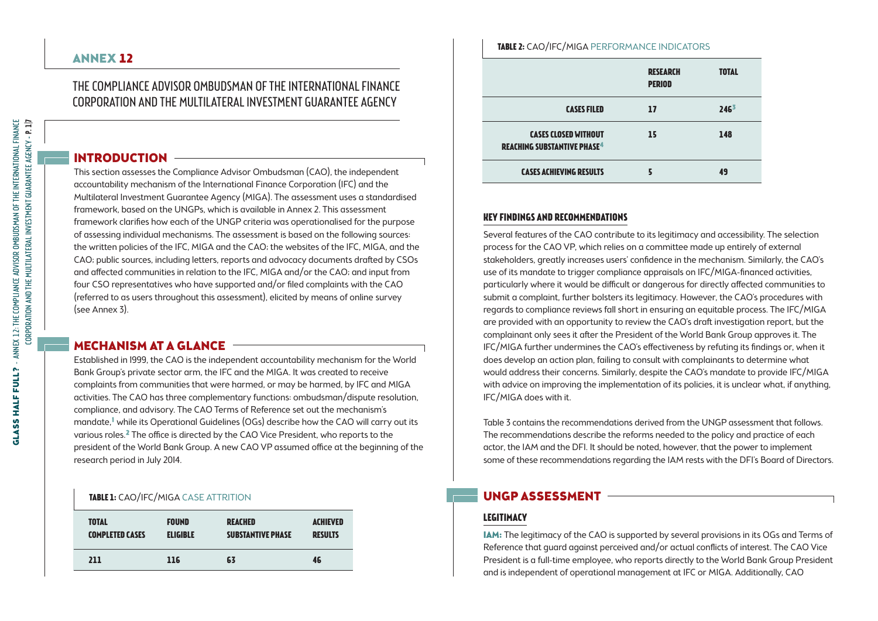# ANNEX 12

## THE COMPLIANCE ADVISOR OMBUDSMAN OF THE INTERNATIONAL FINANCE CORPORATION AND THE MULTILATERAL INVESTMENT GUARANTEE AGENCY

## INTRODUCTION

This section assesses the Compliance Advisor Ombudsman (CAO), the independent accountability mechanism of the International Finance Corporation (IFC) and the Multilateral Investment Guarantee Agency (MIGA). The assessment uses a standardised framework, based on the UNGPs, which is available in Annex 2. This assessment framework clarifies how each of the UNGP criteria was operationalised for the purpose of assessing individual mechanisms. The assessment is based on the following sources: the written policies of the IFC, MIGA and the CAO; the websites of the IFC, MIGA, and the CAO; public sources, including letters, reports and advocacy documents drafted by CSOs and affected communities in relation to the IFC, MIGA and/or the CAO; and input from four CSO representatives who have supported and/or filed complaints with the CAO (referred to as users throughout this assessment), elicited by means of online survey (see Annex 3).

## MECHANISM AT A GLANCE

Established in 1999, the CAO is the independent accountability mechanism for the World Bank Group's private sector arm, the IFC and the MIGA. It was created to receive complaints from communities that were harmed, or may be harmed, by IFC and MIGA activities. The CAO has three complementary functions: ombudsman/dispute resolution, compliance, and advisory. The CAO Terms of Reference set out the mechanism's mandate,[1] while its Operational Guidelines (OGs) describe how the CAO will carry out its various roles.[2] The office is directed by the CAO Vice President, who reports to the president of the World Bank Group. A new CAO VP assumed office at the beginning of the research period in July 2014.

**TABLE 1:** CAO/IFC/MIGA CASE ATTRITION

| TOTAL COMPLETED CASES | FOUND ELIGIBLE | REACHED SUBSTANTIVE PHASE | ACHIEVED RESULTS |
|---|---|---|---|
| 211 | 116 | 63 | 46 |

**TABLE 2:** CAO/IFC/MIGA PERFORMANCE INDICATORS

| | RESEARCH PERIOD | TOTAL |
|---|---|---|
| CASES FILED | 17 | 246[3] |
| CASES CLOSED WITHOUT REACHING SUBSTANTIVE PHASE[4] | 15 | 148 |
| CASES ACHIEVING RESULTS | 5 | 49 |

### KEY FINDINGS AND RECOMMENDATIONS

Several features of the CAO contribute to its legitimacy and accessibility. The selection process for the CAO VP, which relies on a committee made up entirely of external stakeholders, greatly increases users' confidence in the mechanism. Similarly, the CAO's use of its mandate to trigger compliance appraisals on IFC/MIGA-financed activities, particularly where it would be difficult or dangerous for directly affected communities to submit a complaint, further bolsters its legitimacy. However, the CAO's procedures with regards to compliance reviews fall short in ensuring an equitable process. The IFC/MIGA are provided with an opportunity to review the CAO's draft investigation report, but the complainant only sees it after the President of the World Bank Group approves it. The IFC/MIGA further undermines the CAO's effectiveness by refuting its findings or, when it does develop an action plan, failing to consult with complainants to determine what would address their concerns. Similarly, despite the CAO's mandate to provide IFC/MIGA with advice on improving the implementation of its policies, it is unclear what, if anything, IFC/MIGA does with it.

Table 3 contains the recommendations derived from the UNGP assessment that follows. The recommendations describe the reforms needed to the policy and practice of each actor, the IAM and the DFI. It should be noted, however, that the power to implement some of these recommendations regarding the IAM rests with the DFI's Board of Directors.

## UNGP ASSESSMENT

### LEGITIMACY

**IAM:** The legitimacy of the CAO is supported by several provisions in its OGs and Terms of Reference that guard against perceived and/or actual conflicts of interest. The CAO Vice President is a full-time employee, who reports directly to the World Bank Group President and is independent of operational management at IFC or MIGA. Additionally, CAO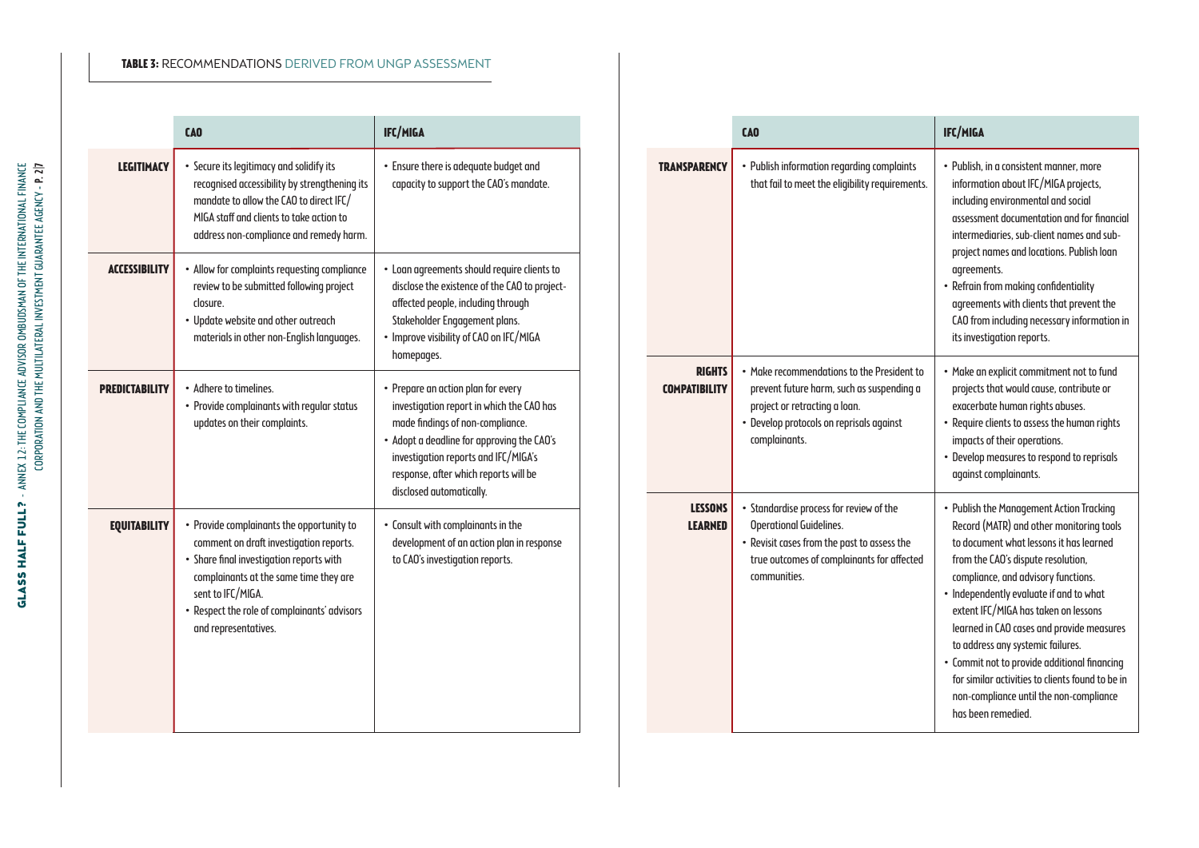**TABLE 3:** RECOMMENDATIONS DERIVED FROM UNGP ASSESSMENT

| | CAO | IFC/MIGA |
|---|---|---|
| **LEGITIMACY** | • Secure its legitimacy and solidify its recognised accessibility by strengthening its mandate to allow the CAO to direct IFC/MIGA staff and clients to take action to address non-compliance and remedy harm. | • Ensure there is adequate budget and capacity to support the CAO's mandate. |
| **ACCESSIBILITY** | • Allow for complaints requesting compliance review to be submitted following project closure.<br>• Update website and other outreach materials in other non-English languages. | • Loan agreements should require clients to disclose the existence of the CAO to project-affected people, including through Stakeholder Engagement plans.<br>• Improve visibility of CAO on IFC/MIGA homepages. |
| **PREDICTABILITY** | • Adhere to timelines.<br>• Provide complainants with regular status updates on their complaints. | • Prepare an action plan for every investigation report in which the CAO has made findings of non-compliance.<br>• Adopt a deadline for approving the CAO's investigation reports and IFC/MIGA's response, after which reports will be disclosed automatically. |
| **EQUITABILITY** | • Provide complainants the opportunity to comment on draft investigation reports.<br>• Share final investigation reports with complainants at the same time they are sent to IFC/MIGA.<br>• Respect the role of complainants' advisors and representatives. | • Consult with complainants in the development of an action plan in response to CAO's investigation reports. |
| **TRANSPARENCY** | • Publish information regarding complaints that fail to meet the eligibility requirements. | • Publish, in a consistent manner, more information about IFC/MIGA projects, including environmental and social assessment documentation and for financial intermediaries, sub-client names and sub-project names and locations. Publish loan agreements.<br>• Refrain from making confidentiality agreements with clients that prevent the CAO from including necessary information in its investigation reports. |
| **RIGHTS COMPATIBILITY** | • Make recommendations to the President to prevent future harm, such as suspending a project or retracting a loan.<br>• Develop protocols on reprisals against complainants. | • Make an explicit commitment not to fund projects that would cause, contribute or exacerbate human rights abuses.<br>• Require clients to assess the human rights impacts of their operations.<br>• Develop measures to respond to reprisals against complainants. |
| **LESSONS LEARNED** | • Standardise process for review of the Operational Guidelines.<br>• Revisit cases from the past to assess the true outcomes of complainants for affected communities. | • Publish the Management Action Tracking Record (MATR) and other monitoring tools to document what lessons it has learned from the CAO's dispute resolution, compliance, and advisory functions.<br>• Independently evaluate if and to what extent IFC/MIGA has taken on lessons learned in CAO cases and provide measures to address any systemic failures.<br>• Commit not to provide additional financing for similar activities to clients found to be in non-compliance until the non-compliance has been remedied. |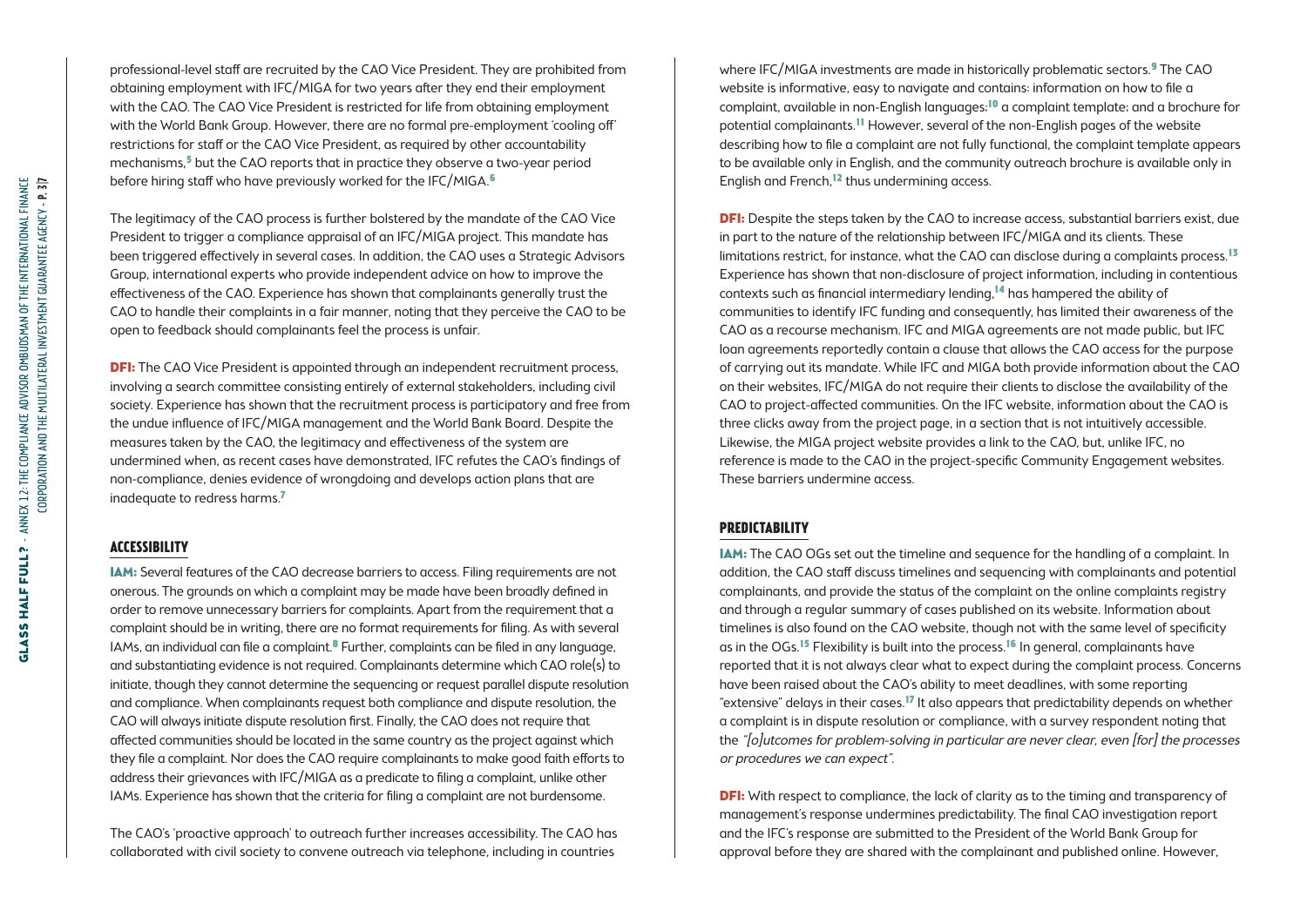professional-level staff are recruited by the CAO Vice President. They are prohibited from obtaining employment with IFC/MIGA for two years after they end their employment with the CAO. The CAO Vice President is restricted for life from obtaining employment with the World Bank Group. However, there are no formal pre-employment 'cooling off' restrictions for staff or the CAO Vice President, as required by other accountability mechanisms,[5] but the CAO reports that in practice they observe a two-year period before hiring staff who have previously worked for the IFC/MIGA.[6]

The legitimacy of the CAO process is further bolstered by the mandate of the CAO Vice President to trigger a compliance appraisal of an IFC/MIGA project. This mandate has been triggered effectively in several cases. In addition, the CAO uses a Strategic Advisors Group, international experts who provide independent advice on how to improve the effectiveness of the CAO. Experience has shown that complainants generally trust the CAO to handle their complaints in a fair manner, noting that they perceive the CAO to be open to feedback should complainants feel the process is unfair.

**DFI:** The CAO Vice President is appointed through an independent recruitment process, involving a search committee consisting entirely of external stakeholders, including civil society. Experience has shown that the recruitment process is participatory and free from the undue influence of IFC/MIGA management and the World Bank Board. Despite the measures taken by the CAO, the legitimacy and effectiveness of the system are undermined when, as recent cases have demonstrated, IFC refutes the CAO's findings of non-compliance, denies evidence of wrongdoing and develops action plans that are inadequate to redress harms.[7]

## ACCESSIBILITY

**IAM:** Several features of the CAO decrease barriers to access. Filing requirements are not onerous. The grounds on which a complaint may be made have been broadly defined in order to remove unnecessary barriers for complaints. Apart from the requirement that a complaint should be in writing, there are no format requirements for filing. As with several IAMs, an individual can file a complaint.[8] Further, complaints can be filed in any language, and substantiating evidence is not required. Complainants determine which CAO role(s) to initiate, though they cannot determine the sequencing or request parallel dispute resolution and compliance. When complainants request both compliance and dispute resolution, the CAO will always initiate dispute resolution first. Finally, the CAO does not require that affected communities should be located in the same country as the project against which they file a complaint. Nor does the CAO require complainants to make good faith efforts to address their grievances with IFC/MIGA as a predicate to filing a complaint, unlike other IAMs. Experience has shown that the criteria for filing a complaint are not burdensome.

The CAO's 'proactive approach' to outreach further increases accessibility. The CAO has collaborated with civil society to convene outreach via telephone, including in countries where IFC/MIGA investments are made in historically problematic sectors.[9] The CAO website is informative, easy to navigate and contains: information on how to file a complaint, available in non-English languages;[10] a complaint template; and a brochure for potential complainants.[11] However, several of the non-English pages of the website describing how to file a complaint are not fully functional, the complaint template appears to be available only in English, and the community outreach brochure is available only in English and French,[12] thus undermining access.

**DFI:** Despite the steps taken by the CAO to increase access, substantial barriers exist, due in part to the nature of the relationship between IFC/MIGA and its clients. These limitations restrict, for instance, what the CAO can disclose during a complaints process.[13] Experience has shown that non-disclosure of project information, including in contentious contexts such as financial intermediary lending,[14] has hampered the ability of communities to identify IFC funding and consequently, has limited their awareness of the CAO as a recourse mechanism. IFC and MIGA agreements are not made public, but IFC loan agreements reportedly contain a clause that allows the CAO access for the purpose of carrying out its mandate. While IFC and MIGA both provide information about the CAO on their websites, IFC/MIGA do not require their clients to disclose the availability of the CAO to project-affected communities. On the IFC website, information about the CAO is three clicks away from the project page, in a section that is not intuitively accessible. Likewise, the MIGA project website provides a link to the CAO, but, unlike IFC, no reference is made to the CAO in the project-specific Community Engagement websites. These barriers undermine access.

## PREDICTABILITY

**IAM:** The CAO OGs set out the timeline and sequence for the handling of a complaint. In addition, the CAO staff discuss timelines and sequencing with complainants and potential complainants, and provide the status of the complaint on the online complaints registry and through a regular summary of cases published on its website. Information about timelines is also found on the CAO website, though not with the same level of specificity as in the OGs.[15] Flexibility is built into the process.[16] In general, complainants have reported that it is not always clear what to expect during the complaint process. Concerns have been raised about the CAO's ability to meet deadlines, with some reporting "extensive" delays in their cases.[17] It also appears that predictability depends on whether a complaint is in dispute resolution or compliance, with a survey respondent noting that the *"[o]utcomes for problem-solving in particular are never clear, even [for] the processes or procedures we can expect"*.

**DFI:** With respect to compliance, the lack of clarity as to the timing and transparency of management's response undermines predictability. The final CAO investigation report and the IFC's response are submitted to the President of the World Bank Group for approval before they are shared with the complainant and published online. However,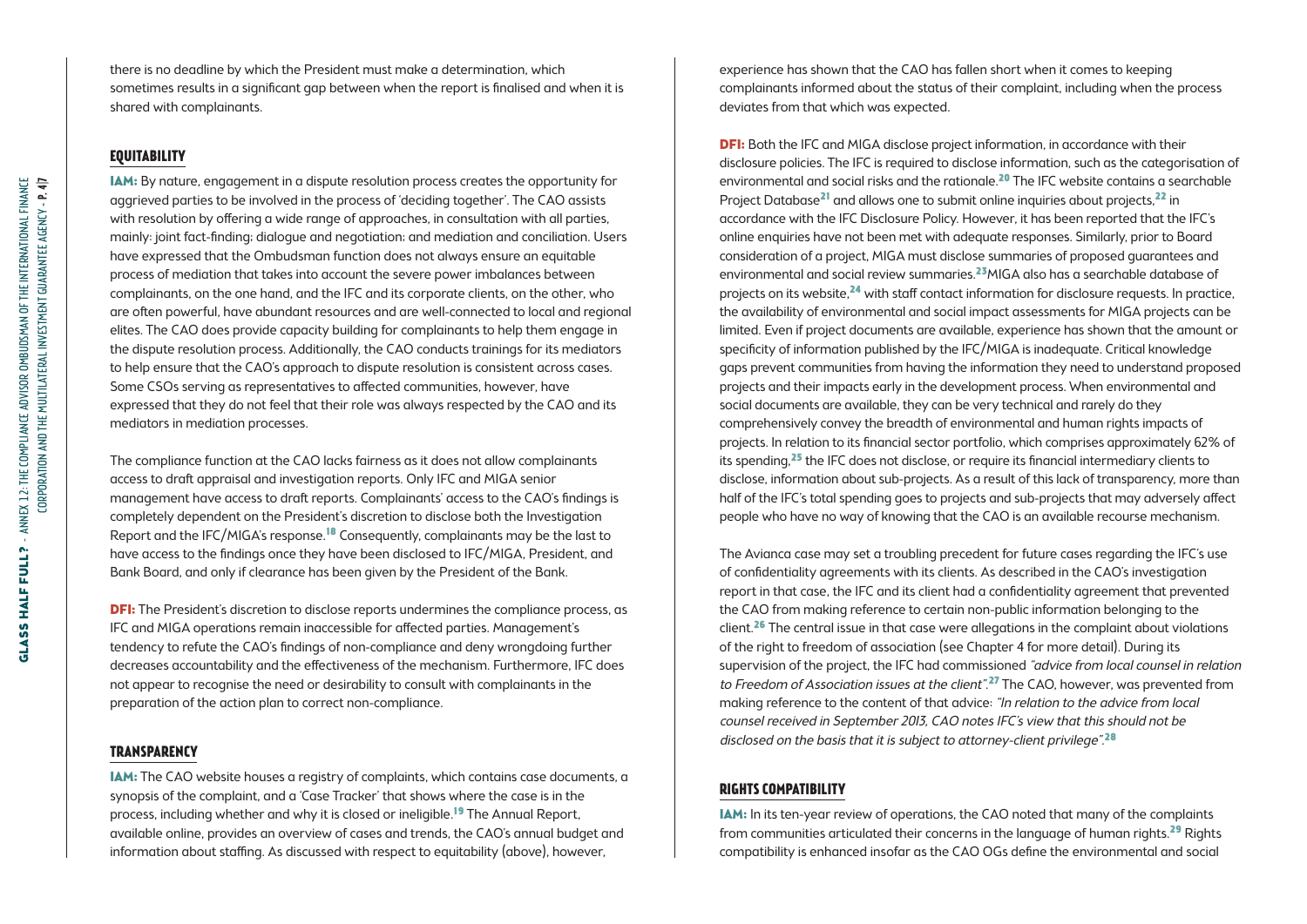there is no deadline by which the President must make a determination, which sometimes results in a significant gap between when the report is finalised and when it is shared with complainants.

## EQUITABILITY

**IAM:** By nature, engagement in a dispute resolution process creates the opportunity for aggrieved parties to be involved in the process of 'deciding together'. The CAO assists with resolution by offering a wide range of approaches, in consultation with all parties, mainly: joint fact-finding; dialogue and negotiation; and mediation and conciliation. Users have expressed that the Ombudsman function does not always ensure an equitable process of mediation that takes into account the severe power imbalances between complainants, on the one hand, and the IFC and its corporate clients, on the other, who are often powerful, have abundant resources and are well-connected to local and regional elites. The CAO does provide capacity building for complainants to help them engage in the dispute resolution process. Additionally, the CAO conducts trainings for its mediators to help ensure that the CAO's approach to dispute resolution is consistent across cases. Some CSOs serving as representatives to affected communities, however, have expressed that they do not feel that their role was always respected by the CAO and its mediators in mediation processes.

The compliance function at the CAO lacks fairness as it does not allow complainants access to draft appraisal and investigation reports. Only IFC and MIGA senior management have access to draft reports. Complainants' access to the CAO's findings is completely dependent on the President's discretion to disclose both the Investigation Report and the IFC/MIGA's response.[18] Consequently, complainants may be the last to have access to the findings once they have been disclosed to IFC/MIGA, President, and Bank Board, and only if clearance has been given by the President of the Bank.

**DFI:** The President's discretion to disclose reports undermines the compliance process, as IFC and MIGA operations remain inaccessible for affected parties. Management's tendency to refute the CAO's findings of non-compliance and deny wrongdoing further decreases accountability and the effectiveness of the mechanism. Furthermore, IFC does not appear to recognise the need or desirability to consult with complainants in the preparation of the action plan to correct non-compliance.

## TRANSPARENCY

**IAM:** The CAO website houses a registry of complaints, which contains case documents, a synopsis of the complaint, and a 'Case Tracker' that shows where the case is in the process, including whether and why it is closed or ineligible.[19] The Annual Report, available online, provides an overview of cases and trends, the CAO's annual budget and information about staffing. As discussed with respect to equitability (above), however, experience has shown that the CAO has fallen short when it comes to keeping complainants informed about the status of their complaint, including when the process deviates from that which was expected.

**DFI:** Both the IFC and MIGA disclose project information, in accordance with their disclosure policies. The IFC is required to disclose information, such as the categorisation of environmental and social risks and the rationale.[20] The IFC website contains a searchable Project Database[21] and allows one to submit online inquiries about projects,[22] in accordance with the IFC Disclosure Policy. However, it has been reported that the IFC's online enquiries have not been met with adequate responses. Similarly, prior to Board consideration of a project, MIGA must disclose summaries of proposed guarantees and environmental and social review summaries.[23] MIGA also has a searchable database of projects on its website,[24] with staff contact information for disclosure requests. In practice, the availability of environmental and social impact assessments for MIGA projects can be limited. Even if project documents are available, experience has shown that the amount or specificity of information published by the IFC/MIGA is inadequate. Critical knowledge gaps prevent communities from having the information they need to understand proposed projects and their impacts early in the development process. When environmental and social documents are available, they can be very technical and rarely do they comprehensively convey the breadth of environmental and human rights impacts of projects. In relation to its financial sector portfolio, which comprises approximately 62% of its spending,[25] the IFC does not disclose, or require its financial intermediary clients to disclose, information about sub-projects. As a result of this lack of transparency, more than half of the IFC's total spending goes to projects and sub-projects that may adversely affect people who have no way of knowing that the CAO is an available recourse mechanism.

The Avianca case may set a troubling precedent for future cases regarding the IFC's use of confidentiality agreements with its clients. As described in the CAO's investigation report in that case, the IFC and its client had a confidentiality agreement that prevented the CAO from making reference to certain non-public information belonging to the client.[26] The central issue in that case were allegations in the complaint about violations of the right to freedom of association (see Chapter 4 for more detail). During its supervision of the project, the IFC had commissioned *"advice from local counsel in relation to Freedom of Association issues at the client"*.[27] The CAO, however, was prevented from making reference to the content of that advice: *"In relation to the advice from local counsel received in September 2013, CAO notes IFC's view that this should not be disclosed on the basis that it is subject to attorney-client privilege"*.[28]

## RIGHTS COMPATIBILITY

**IAM:** In its ten-year review of operations, the CAO noted that many of the complaints from communities articulated their concerns in the language of human rights.[29] Rights compatibility is enhanced insofar as the CAO OGs define the environmental and social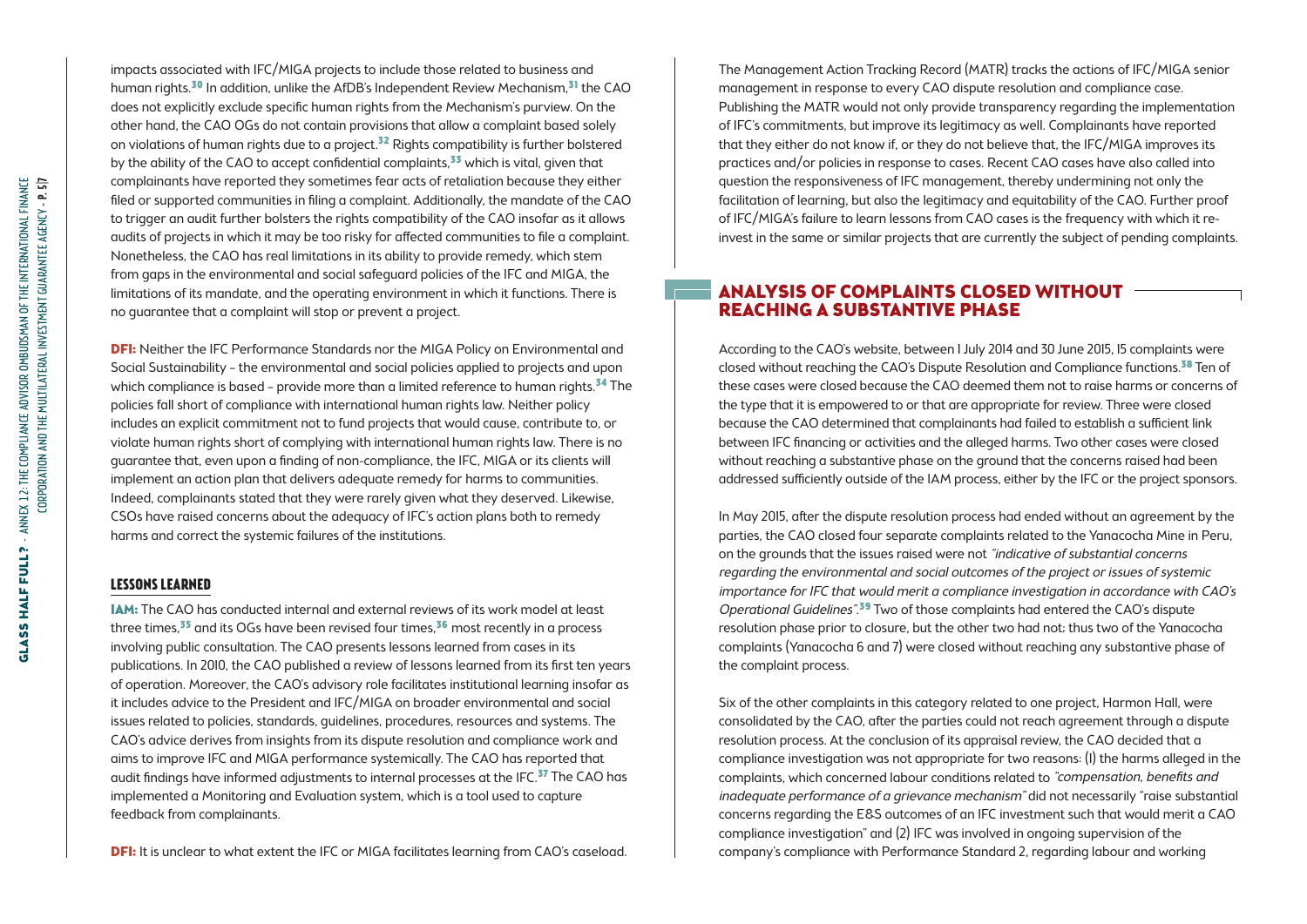impacts associated with IFC/MIGA projects to include those related to business and human rights.[30] In addition, unlike the AfDB's Independent Review Mechanism,[31] the CAO does not explicitly exclude specific human rights from the Mechanism's purview. On the other hand, the CAO OGs do not contain provisions that allow a complainant based solely on violations of human rights due to a project.[32] Rights compatibility is further bolstered by the ability of the CAO to accept confidential complaints,[33] which is vital, given that complainants have reported they sometimes fear acts of retaliation because they either filed or supported communities in filing a complaint. Additionally, the mandate of the CAO to trigger an audit further bolsters the rights compatibility of the CAO insofar as it allows audits of projects in which it may be too risky for affected communities to file a complaint. Nonetheless, the CAO has real limitations in its ability to provide remedy, which stem from gaps in the environmental and social safeguard policies of the IFC and MIGA, the limitations of its mandate, and the operating environment in which it functions. There is no guarantee that a complaint will stop or prevent a project.

**DFI:** Neither the IFC Performance Standards nor the MIGA Policy on Environmental and Social Sustainability – the environmental and social policies applied to projects and upon which compliance is based – provide more than a limited reference to human rights.[34] The policies fall short of compliance with international human rights law. Neither policy includes an explicit commitment not to fund projects that would cause, contribute to, or violate human rights short of complying with international human rights law. There is no guarantee that, even upon a finding of non-compliance, the IFC, MIGA or its clients will implement an action plan that delivers adequate remedy for harms to communities. Indeed, complainants stated that they were rarely given what they deserved. Likewise, CSOs have raised concerns about the adequacy of IFC's action plans both to remedy harms and correct the systemic failures of the institutions.

### LESSONS LEARNED

**IAM:** The CAO has conducted internal and external reviews of its work model at least three times,[35] and its OGs have been revised four times,[36] most recently in a process involving public consultation. The CAO presents lessons learned from cases in its publications. In 2010, the CAO published a review of lessons learned from its first ten years of operation. Moreover, the CAO's advisory role facilitates institutional learning insofar as it includes advice to the President and IFC/MIGA on broader environmental and social issues related to policies, standards, guidelines, procedures, resources and systems. The CAO's advice derives from insights from its dispute resolution and compliance work and aims to improve IFC and MIGA performance systemically. The CAO has reported that audit findings have informed adjustments to internal processes at the IFC.[37] The CAO has implemented a Monitoring and Evaluation system, which is a tool used to capture feedback from complainants.

**DFI:** It is unclear to what extent the IFC or MIGA facilitates learning from CAO's caseload. The Management Action Tracking Record (MATR) tracks the actions of IFC/MIGA senior management in response to every CAO dispute resolution and compliance case. Publishing the MATR would not only provide transparency regarding the implementation of IFC's commitments, but improve its legitimacy as well. Complainants have reported that they either do not know if, or they do not believe that, the IFC/MIGA improves its practices and/or policies in response to cases. Recent CAO cases have also called into question the responsiveness of IFC management, thereby undermining not only the facilitation of learning, but also the legitimacy and equitability of the CAO. Further proof of IFC/MIGA's failure to learn lessons from CAO cases is the frequency with which it re-invest in the same or similar projects that are currently the subject of pending complaints.

## ANALYSIS OF COMPLAINTS CLOSED WITHOUT REACHING A SUBSTANTIVE PHASE

According to the CAO's website, between 1 July 2014 and 30 June 2015, 15 complaints were closed without reaching the CAO's Dispute Resolution and Compliance functions.[38] Ten of these cases were closed because the CAO deemed them not to raise harms or concerns of the type that it is empowered to or that are appropriate for review. Three were closed because the CAO determined that complainants had failed to establish a sufficient link between IFC financing or activities and the alleged harms. Two other cases were closed without reaching a substantive phase on the ground that the concerns raised had been addressed sufficiently outside of the IAM process, either by the IFC or the project sponsors.

In May 2015, after the dispute resolution process had ended without an agreement by the parties, the CAO closed four separate complaints related to the Yanacocha Mine in Peru, on the grounds that the issues raised were not *"indicative of substantial concerns regarding the environmental and social outcomes of the project or issues of systemic importance for IFC that would merit a compliance investigation in accordance with CAO's Operational Guidelines"*.[39] Two of those complaints had entered the CAO's dispute resolution phase prior to closure, but the other two had not; thus two of the Yanacocha complaints (Yanacocha 6 and 7) were closed without reaching any substantive phase of the complaint process.

Six of the other complaints in this category related to one project, Harmon Hall, were consolidated by the CAO, after the parties could not reach agreement through a dispute resolution process. At the conclusion of its appraisal review, the CAO decided that a compliance investigation was not appropriate for two reasons: (1) the harms alleged in the complaints, which concerned labour conditions related to *"compensation, benefits and inadequate performance of a grievance mechanism"* did not necessarily "raise substantial concerns regarding the E&S outcomes of an IFC investment such that would merit a CAO compliance investigation" and (2) IFC was involved in ongoing supervision of the company's compliance with Performance Standard 2, regarding labour and working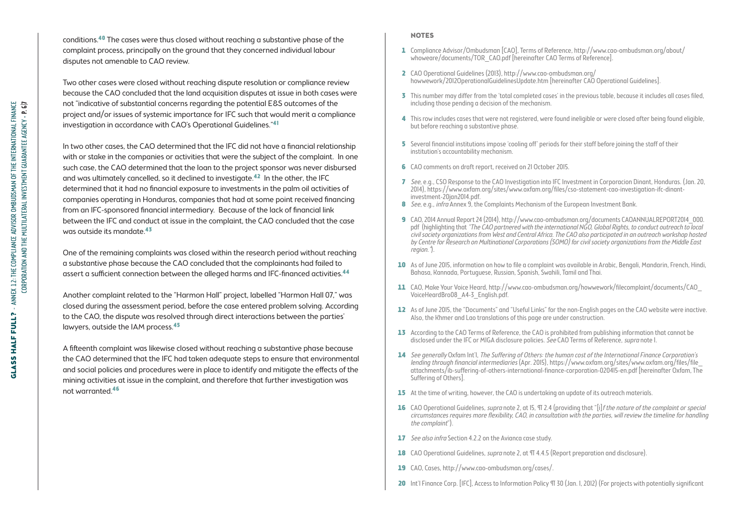conditions.[40] The cases were thus closed without reaching a substantive phase of the complaint process, principally on the ground that they concerned individual labour disputes not amenable to CAO review.

Two other cases were closed without reaching dispute resolution or compliance review because the CAO concluded that the land acquisition disputes at issue in both cases were not "indicative of substantial concerns regarding the potential E&S outcomes of the project and/or issues of systemic importance for IFC such that would merit a compliance investigation in accordance with CAO's Operational Guidelines."[41]

In two other cases, the CAO determined that the IFC did not have a financial relationship with or stake in the companies or activities that were the subject of the complaint. In one such case, the CAO determined that the loan to the project sponsor was never disbursed and was ultimately cancelled, so it declined to investigate.[42] In the other, the IFC determined that it had no financial exposure to investments in the palm oil activities of companies operating in Honduras, companies that had at some point received financing from an IFC-sponsored financial intermediary. Because of the lack of financial link between the IFC and conduct at issue in the complaint, the CAO concluded that the case was outside its mandate.[43]

One of the remaining complaints was closed within the research period without reaching a substantive phase because the CAO concluded that the complainants had failed to assert a sufficient connection between the alleged harms and IFC-financed activities.[44]

Another complaint related to the "Harmon Hall" project, labelled "Harmon Hall 07," was closed during the assessment period, before the case entered problem solving. According to the CAO, the dispute was resolved through direct interactions between the parties' lawyers, outside the IAM process.[45]

A fifteenth complaint was likewise closed without reaching a substantive phase because the CAO determined that the IFC had taken adequate steps to ensure that environmental and social policies and procedures were in place to identify and mitigate the effects of the mining activities at issue in the complaint, and therefore that further investigation was not warranted.[46]

## NOTES

1. Compliance Advisor/Ombudsman [CAO], Terms of Reference, http://www.cao-ombudsman.org/about/whoweare/documents/TOR_CAO.pdf [hereinafter CAO Terms of Reference].
2. CAO Operational Guidelines (2013), http://www.cao-ombudsman.org/howwework/2012OperationalGuidelinesUpdate.htm [hereinafter CAO Operational Guidelines].
3. This number may differ from the 'total completed cases' in the previous table, because it includes all cases filed, including those pending a decision of the mechanism.
4. This row includes cases that were not registered, were found ineligible or were closed after being found eligible, but before reaching a substantive phase.
5. Several financial institutions impose 'cooling off' periods for their staff before joining the staff of their institution's accountability mechanism.
6. CAO comments on draft report, received on 21 October 2015.
7. *See*, e.g., CSO Response to the CAO Investigation into IFC Investment in Corporacion Dinant, Honduras. (Jan. 20, 2014), https://www.oxfam.org/sites/www.oxfam.org/files/cso-statement-cao-investigation-ifc-dinant-investment-20jan2014.pdf.
8. *See*, e.g., *infra* Annex 9, the Complaints Mechanism of the European Investment Bank.
9. CAO, 2014 Annual Report 24 (2014), http://www.cao-ombudsman.org/documents CAOANNUALREPORT2014_000.pdf (highlighting that *"The CAO partnered with the international NGO, Global Rights, to conduct outreach to local civil society organizations from West and Central Africa. The CAO also participated in an outreach workshop hosted by Centre for Research on Multinational Corporations (SOMO) for civil society organizations from the Middle East region."*).
10. As of June 2015, information on how to file a complaint was available in Arabic, Bengali, Mandarin, French, Hindi, Bahasa, Kannada, Portuguese, Russian, Spanish, Swahili, Tamil and Thai.
11. CAO, Make Your Voice Heard, http://www.cao-ombudsman.org/howwework/filecomplaint/documents/CAO_VoiceHeardBro08_A4-3_English.pdf.
12. As of June 2015, the "Documents" and "Useful Links" for the non-English pages on the CAO website were inactive. Also, the Khmer and Lao translations of this page are under construction.
13. According to the CAO Terms of Reference, the CAO is prohibited from publishing information that cannot be disclosed under the IFC or MIGA disclosure policies. *See* CAO Terms of Reference, *supra* note 1.
14. *See generally* Oxfam Int'l, *The Suffering of Others: the human cost of the International Finance Corporation's lending through financial intermediaries* (Apr. 2015), https://www.oxfam.org/sites/www.oxfam.org/files/file_attachments/ib-suffering-of-others-international-finance-corporation-020415-en.pdf [hereinafter Oxfam, The Suffering of Others].
15. At the time of writing, however, the CAO is undertaking an update of its outreach materials.
16. CAO Operational Guidelines, *supra* note 2, at 15, ¶ 2.4 (providing that "[i]*f the nature of the complaint or special circumstances requires more flexibility, CAO, in consultation with the parties, will review the timeline for handling the complaint*").
17. *See also infra* Section 4.2.2 on the Avianca case study.
18. CAO Operational Guidelines, *supra* note 2, at ¶ 4.4.5 (Report preparation and disclosure).
19. CAO, Cases, http://www.cao-ombudsman.org/cases/.
20. Int'l Finance Corp. [IFC], Access to Information Policy ¶ 30 (Jan. 1, 2012) (For projects with potentially significant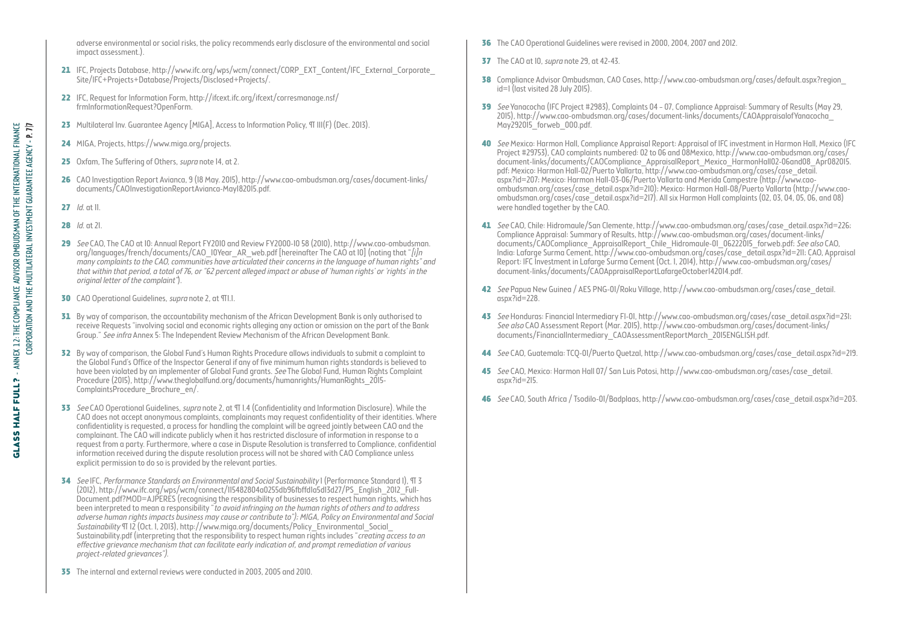adverse environmental or social risks, the policy recommends early disclosure of the environmental and social impact assessment.).

**21** IFC, Projects Database, http://www.ifc.org/wps/wcm/connect/CORP_EXT_Content/IFC_External_Corporate_Site/IFC+Projects+Database/Projects/Disclosed+Projects/.

**22** IFC, Request for Information Form, http://ifcext.ifc.org/ifcext/corresmanage.nsf/frmInformationRequest?OpenForm.

**23** Multilateral Inv. Guarantee Agency [MIGA], Access to Information Policy, ¶ III(F) (Dec. 2013).

**24** MIGA, Projects, https://www.miga.org/projects.

**25** Oxfam, The Suffering of Others, *supra* note 14, at 2.

**26** CAO Investigation Report Avianca, 9 (18 May. 2015), http://www.cao-ombudsman.org/cases/document-links/documents/CAOInvestigationReportAvianca-May182015.pdf.

**27** *Id.* at 11.

**28** *Id.* at 21.

**29** *See* CAO, The CAO at 10: Annual Report FY2010 and Review FY2000-10 58 (2010), http://www.cao-ombudsman.org/languages/french/documents/CAO_10Year_AR_web.pdf [hereinafter The CAO at 10] (noting that "*[i]n many complaints to the CAO, communities have articulated their concerns in the language of human rights" and that within that period, a total of 76, or "62 percent alleged impact or abuse of 'human rights' or 'rights' in the original letter of the complaint"*).

**30** CAO Operational Guidelines, *supra* note 2, at ¶1.1.

**31** By way of comparison, the accountability mechanism of the African Development Bank is only authorised to receive Requests "involving social and economic rights alleging any action or omission on the part of the Bank Group." *See infra* Annex 5: The Independent Review Mechanism of the African Development Bank.

**32** By way of comparison, the Global Fund's Human Rights Procedure allows individuals to submit a complaint to the Global Fund's Office of the Inspector General if any of five minimum human rights standards is believed to have been violated by an implementer of Global Fund grants. *See* The Global Fund, Human Rights Complaint Procedure (2015), http://www.theglobalfund.org/documents/humanrights/HumanRights_2015-ComplaintsProcedure_Brochure_en/.

**33** *See* CAO Operational Guidelines, *supra* note 2, at ¶ 1.4 (Confidentiality and Information Disclosure). While the CAO does not accept anonymous complaints, complainants may request confidentiality of their identities. Where confidentiality is requested, a process for handling the complaint will be agreed jointly between CAO and the complainant. The CAO will indicate publicly when it has restricted disclosure of information in response to a request from a party. Furthermore, where a case in Dispute Resolution is transferred to Compliance, confidential information received during the dispute resolution process will not be shared with CAO Compliance unless explicit permission to do so is provided by the relevant parties.

**34** *See* IFC, *Performance Standards on Environmental and Social Sustainability* 1 (Performance Standard 1), ¶ 3 (2012), http://www.ifc.org/wps/wcm/connect/115482804a0255db96fbffd1a5d13d27/PS_English_2012_Full-Document.pdf?MOD=AJPERES (recognising the responsibility of businesses to respect human rights, which has been interpreted to mean a responsibility "*to avoid infringing on the human rights of others and to address adverse human rights impacts business may cause or contribute to*"); *MIGA, Policy on Environmental and Social Sustainability* ¶ 12 (Oct. 1, 2013), http://www.miga.org/documents/Policy_Environmental_Social_Sustainability.pdf (interpreting that the responsibility to respect human rights includes "*creating access to an effective grievance mechanism that can facilitate early indication of, and prompt remediation of various project-related grievances").*

**35** The internal and external reviews were conducted in 2003, 2005 and 2010.

**36** The CAO Operational Guidelines were revised in 2000, 2004, 2007 and 2012.

**37** The CAO at 10, *supra* note 29, at 42-43.

**38** Compliance Advisor Ombudsman, CAO Cases, http://www.cao-ombudsman.org/cases/default.aspx?region_id=1 (last visited 28 July 2015).

**39** *See* Yanacocha (IFC Project #2983), Complaints 04 – 07, Compliance Appraisal: Summary of Results (May 29, 2015), http://www.cao-ombudsman.org/cases/document-links/documents/CAOAppraisalofYanacocha_May292015_forweb_000.pdf.

**40** *See* Mexico: Harmon Hall, Compliance Appraisal Report: Appraisal of IFC investment in Harmon Hall, Mexico (IFC Project #29753), CAO complaints numbered: 02 to 06 and 08Mexico, http://www.cao-ombudsman.org/cases/document-links/documents/CAOCompliance_AppraisalReport_Mexico_HarmonHall02-06and08_Apr082015.pdf; Mexico: Harmon Hall-02/Puerto Vallarta, http://www.cao-ombudsman.org/cases/case_detail.aspx?id=207; Mexico: Harmon Hall-03-06/Puerto Vallarta and Merida Campestre (http://www.cao-ombudsman.org/cases/case_detail.aspx?id=210); Mexico: Harmon Hall-08/Puerto Vallarta (http://www.cao-ombudsman.org/cases/case_detail.aspx?id=217). All six Harmon Hall complaints (02, 03, 04, 05, 06, and 08) were handled together by the CAO.

**41** *See* CAO, Chile: Hidromaule/San Clemente, http://www.cao-ombudsman.org/cases/case_detail.aspx?id=226; Compliance Appraisal: Summary of Results, http://www.cao-ombudsman.org/cases/document-links/documents/CAOCompliance_AppraisalReport_Chile_Hidromaule-01_06222015_forweb.pdf; *See also* CAO, India: Lafarge Surma Cement, http://www.cao-ombudsman.org/cases/case_detail.aspx?id=211; CAO, Appraisal Report: IFC Investment in Lafarge Surma Cement (Oct. 1, 2014), http://www.cao-ombudsman.org/cases/document-links/documents/CAOAppraisalReportLafargeOctober142014.pdf.

**42** *See* Papua New Guinea / AES PNG-01/Roku Village, http://www.cao-ombudsman.org/cases/case_detail.aspx?id=228.

**43** *See* Honduras: Financial Intermediary FI-01, http://www.cao-ombudsman.org/cases/case_detail.aspx?id=231; *See also* CAO Assessment Report (Mar. 2015), http://www.cao-ombudsman.org/cases/document-links/documents/FinancialIntermediary_CAOAssessmentReportMarch_2015ENGLISH.pdf.

**44** *See* CAO, Guatemala: TCQ-01/Puerto Quetzal, http://www.cao-ombudsman.org/cases/case_detail.aspx?id=219.

**45** *See* CAO, Mexico: Harmon Hall 07/ San Luis Potosi, http://www.cao-ombudsman.org/cases/case_detail.aspx?id=215.

**46** *See* CAO, South Africa / Tsodilo-01/Badplaas, http://www.cao-ombudsman.org/cases/case_detail.aspx?id=203.